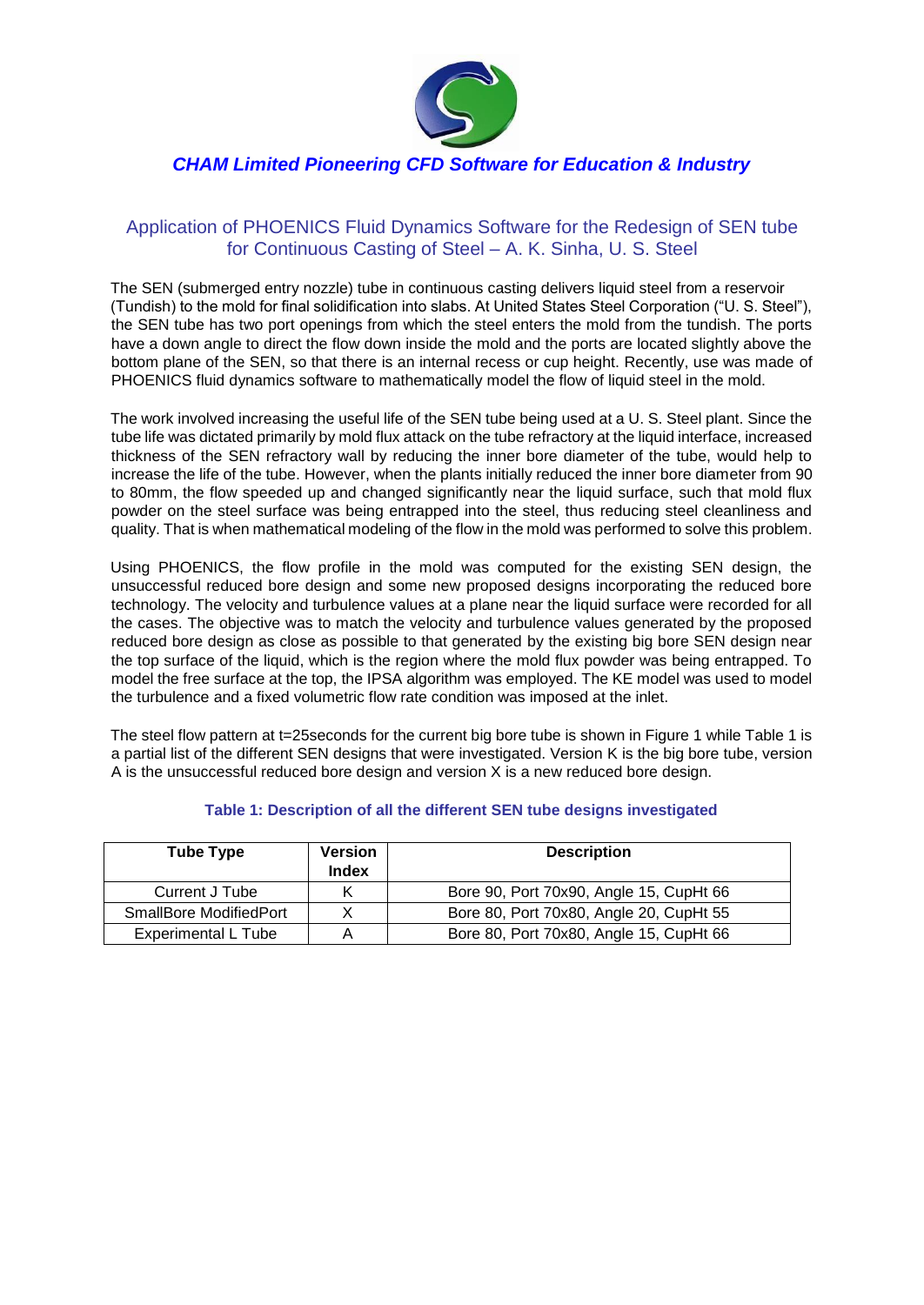***CHAM Limited Pioneering CFD Software for Education & Industry***

## Application of PHOENICS Fluid Dynamics Software for the Redesign of SEN tube for Continuous Casting of Steel – A. K. Sinha, U. S. Steel

The SEN (submerged entry nozzle) tube in continuous casting delivers liquid steel from a reservoir (Tundish) to the mold for final solidification into slabs. At United States Steel Corporation ("U. S. Steel"), the SEN tube has two port openings from which the steel enters the mold from the tundish. The ports have a down angle to direct the flow down inside the mold and the ports are located slightly above the bottom plane of the SEN, so that there is an internal recess or cup height. Recently, use was made of PHOENICS fluid dynamics software to mathematically model the flow of liquid steel in the mold.

The work involved increasing the useful life of the SEN tube being used at a U. S. Steel plant. Since the tube life was dictated primarily by mold flux attack on the tube refractory at the liquid interface, increased thickness of the SEN refractory wall by reducing the inner bore diameter of the tube, would help to increase the life of the tube. However, when the plants initially reduced the inner bore diameter from 90 to 80mm, the flow speeded up and changed significantly near the liquid surface, such that mold flux powder on the steel surface was being entrapped into the steel, thus reducing steel cleanliness and quality. That is when mathematical modeling of the flow in the mold was performed to solve this problem.

Using PHOENICS, the flow profile in the mold was computed for the existing SEN design, the unsuccessful reduced bore design and some new proposed designs incorporating the reduced bore technology. The velocity and turbulence values at a plane near the liquid surface were recorded for all the cases. The objective was to match the velocity and turbulence values generated by the proposed reduced bore design as close as possible to that generated by the existing big bore SEN design near the top surface of the liquid, which is the region where the mold flux powder was being entrapped. To model the free surface at the top, the IPSA algorithm was employed. The KE model was used to model the turbulence and a fixed volumetric flow rate condition was imposed at the inlet.

The steel flow pattern at t=25seconds for the current big bore tube is shown in Figure 1 while Table 1 is a partial list of the different SEN designs that were investigated. Version K is the big bore tube, version A is the unsuccessful reduced bore design and version X is a new reduced bore design.

**Table 1: Description of all the different SEN tube designs investigated**

| Tube Type | Version Index | Description |
|---|---|---|
| Current J Tube | K | Bore 90, Port 70x90, Angle 15, CupHt 66 |
| SmallBore ModifiedPort | X | Bore 80, Port 70x80, Angle 20, CupHt 55 |
| Experimental L Tube | A | Bore 80, Port 70x80, Angle 15, CupHt 66 |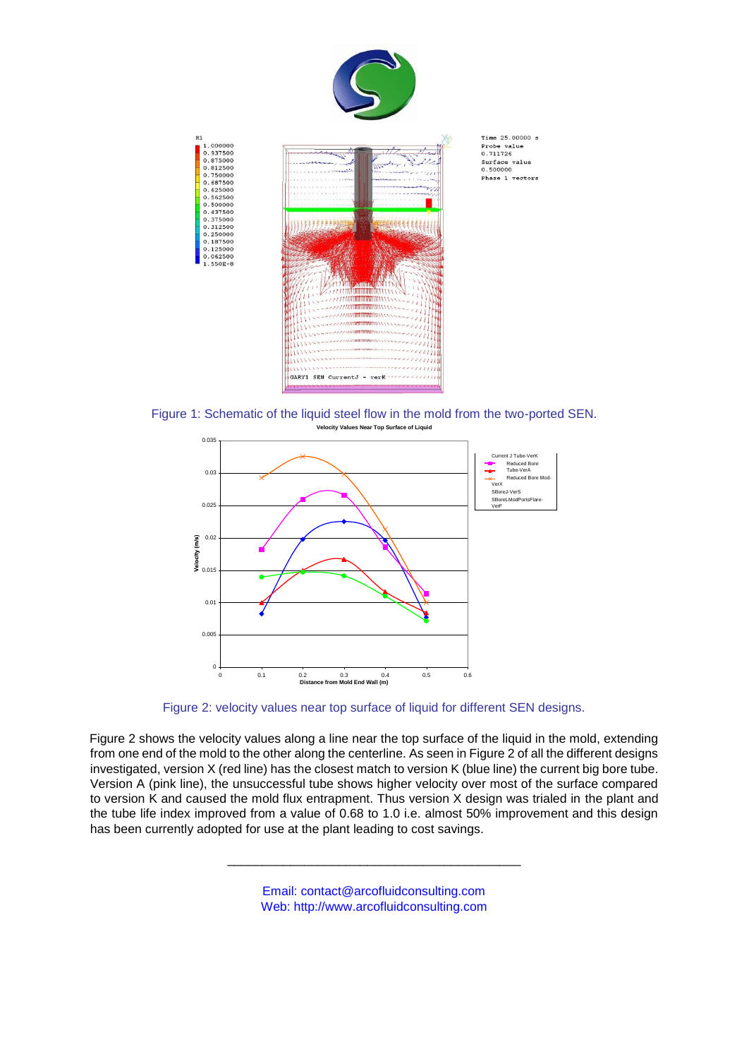R1
1.000000
0.937500
0.875000
0.812500
0.750000
0.687500
0.625000
0.562500
0.500000
0.437500
0.375000
0.312500
0.250000
0.187500
0.125000
0.062500
1.550E-8

Time 25.00000 s
Probe value
0.711726
Surface value
0.500000
Phase 1 vectors

GARY1 SEN CurrentJ - verK

Figure 1: Schematic of the liquid steel flow in the mold from the two-ported SEN.

Velocity Values Near Top Surface of Liquid

Velocity (m/s)

0.035
0.03
0.025
0.02
0.015
0.01
0.005
0

0
0.1
0.2
0.3
0.4
0.5
0.6

Distance from Mold End Wall (m)

Current J Tube-VerK
Reduced Bore Tube-VerA
Reduced Bore Mod-VerX
SBoreJ-VerS
SBoreLModPortsFlare-VerF

Figure 2: velocity values near top surface of liquid for different SEN designs.

Figure 2 shows the velocity values along a line near the top surface of the liquid in the mold, extending from one end of the mold to the other along the centerline. As seen in Figure 2 of all the different designs investigated, version X (red line) has the closest match to version K (blue line) the current big bore tube. Version A (pink line), the unsuccessful tube shows higher velocity over most of the surface compared to version K and caused the mold flux entrapment. Thus version X design was trialed in the plant and the tube life index improved from a value of 0.68 to 1.0 i.e. almost 50% improvement and this design has been currently adopted for use at the plant leading to cost savings.

---

Email: contact@arcofluidconsulting.com
Web: http://www.arcofluidconsulting.com